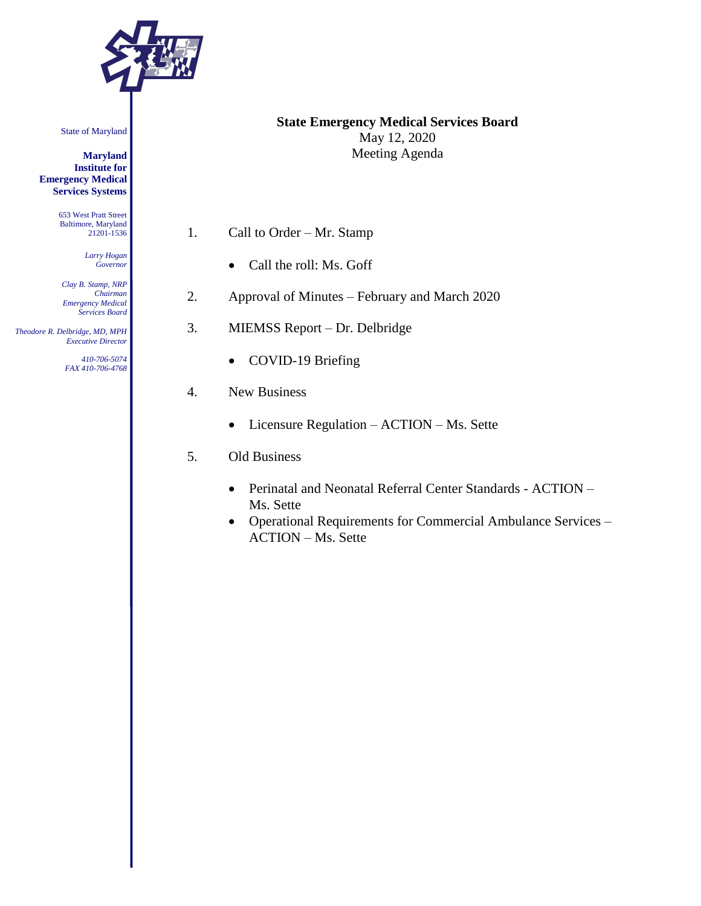State of Maryland

**Maryland Institute for Emergency Medical Services Systems**

653 West Pratt Street
Baltimore, Maryland
21201-1536

*Larry Hogan*
*Governor*

*Clay B. Stamp, NRP*
*Chairman*
*Emergency Medical Services Board*

*Theodore R. Delbridge, MD, MPH*
*Executive Director*

*410-706-5074*
*FAX 410-706-4768*

**State Emergency Medical Services Board**
May 12, 2020
Meeting Agenda

1. Call to Order – Mr. Stamp
   - Call the roll: Ms. Goff
2. Approval of Minutes – February and March 2020
3. MIEMSS Report – Dr. Delbridge
   - COVID-19 Briefing
4. New Business
   - Licensure Regulation – ACTION – Ms. Sette
5. Old Business
   - Perinatal and Neonatal Referral Center Standards - ACTION – Ms. Sette
   - Operational Requirements for Commercial Ambulance Services – ACTION – Ms. Sette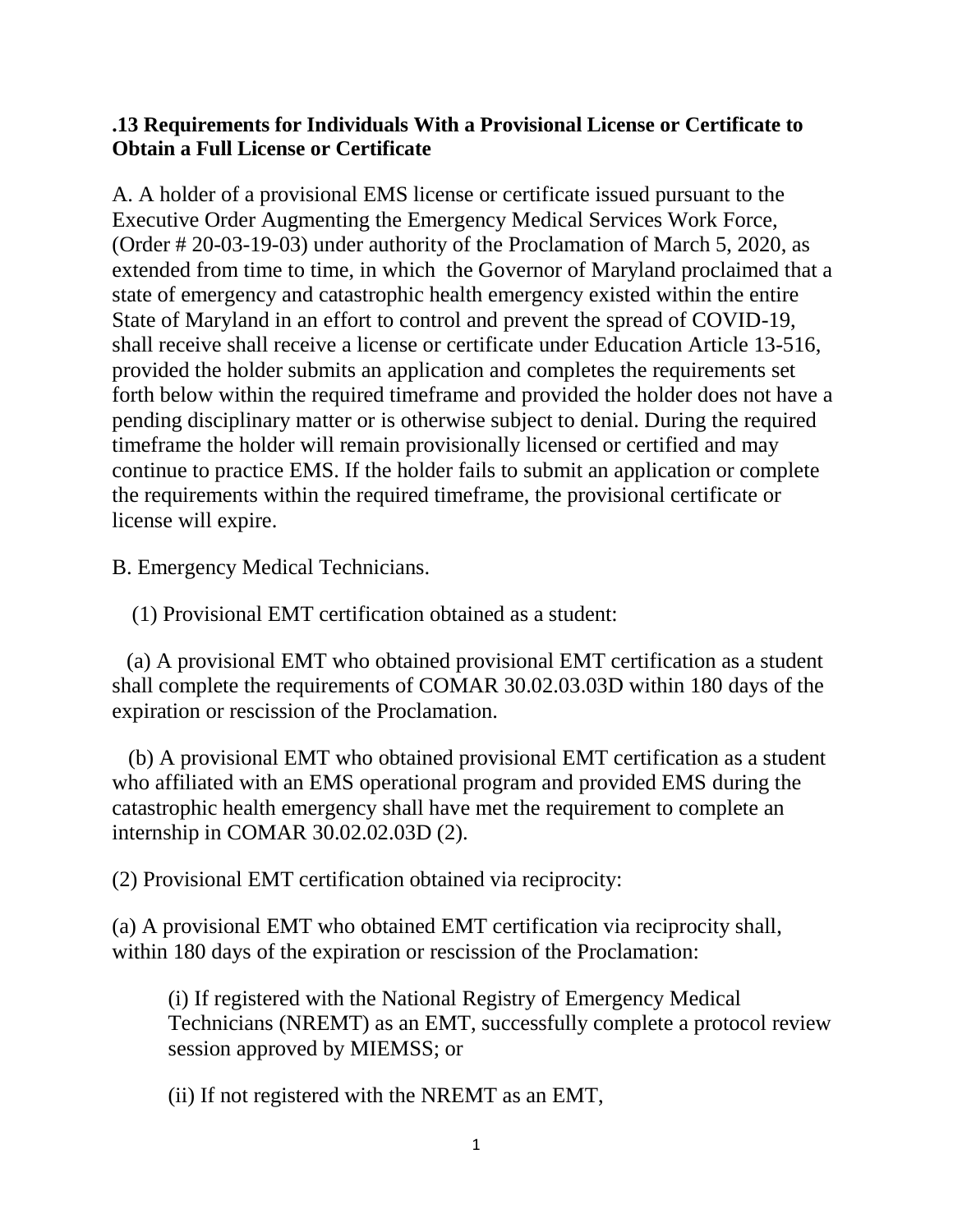**.13 Requirements for Individuals With a Provisional License or Certificate to Obtain a Full License or Certificate**

A. A holder of a provisional EMS license or certificate issued pursuant to the Executive Order Augmenting the Emergency Medical Services Work Force, (Order # 20-03-19-03) under authority of the Proclamation of March 5, 2020, as extended from time to time, in which the Governor of Maryland proclaimed that a state of emergency and catastrophic health emergency existed within the entire State of Maryland in an effort to control and prevent the spread of COVID-19, shall receive shall receive a license or certificate under Education Article 13-516, provided the holder submits an application and completes the requirements set forth below within the required timeframe and provided the holder does not have a pending disciplinary matter or is otherwise subject to denial. During the required timeframe the holder will remain provisionally licensed or certified and may continue to practice EMS. If the holder fails to submit an application or complete the requirements within the required timeframe, the provisional certificate or license will expire.

B. Emergency Medical Technicians.

(1) Provisional EMT certification obtained as a student:

(a) A provisional EMT who obtained provisional EMT certification as a student shall complete the requirements of COMAR 30.02.03.03D within 180 days of the expiration or rescission of the Proclamation.

(b) A provisional EMT who obtained provisional EMT certification as a student who affiliated with an EMS operational program and provided EMS during the catastrophic health emergency shall have met the requirement to complete an internship in COMAR 30.02.02.03D (2).

(2) Provisional EMT certification obtained via reciprocity:

(a) A provisional EMT who obtained EMT certification via reciprocity shall, within 180 days of the expiration or rescission of the Proclamation:

(i) If registered with the National Registry of Emergency Medical Technicians (NREMT) as an EMT, successfully complete a protocol review session approved by MIEMSS; or

(ii) If not registered with the NREMT as an EMT,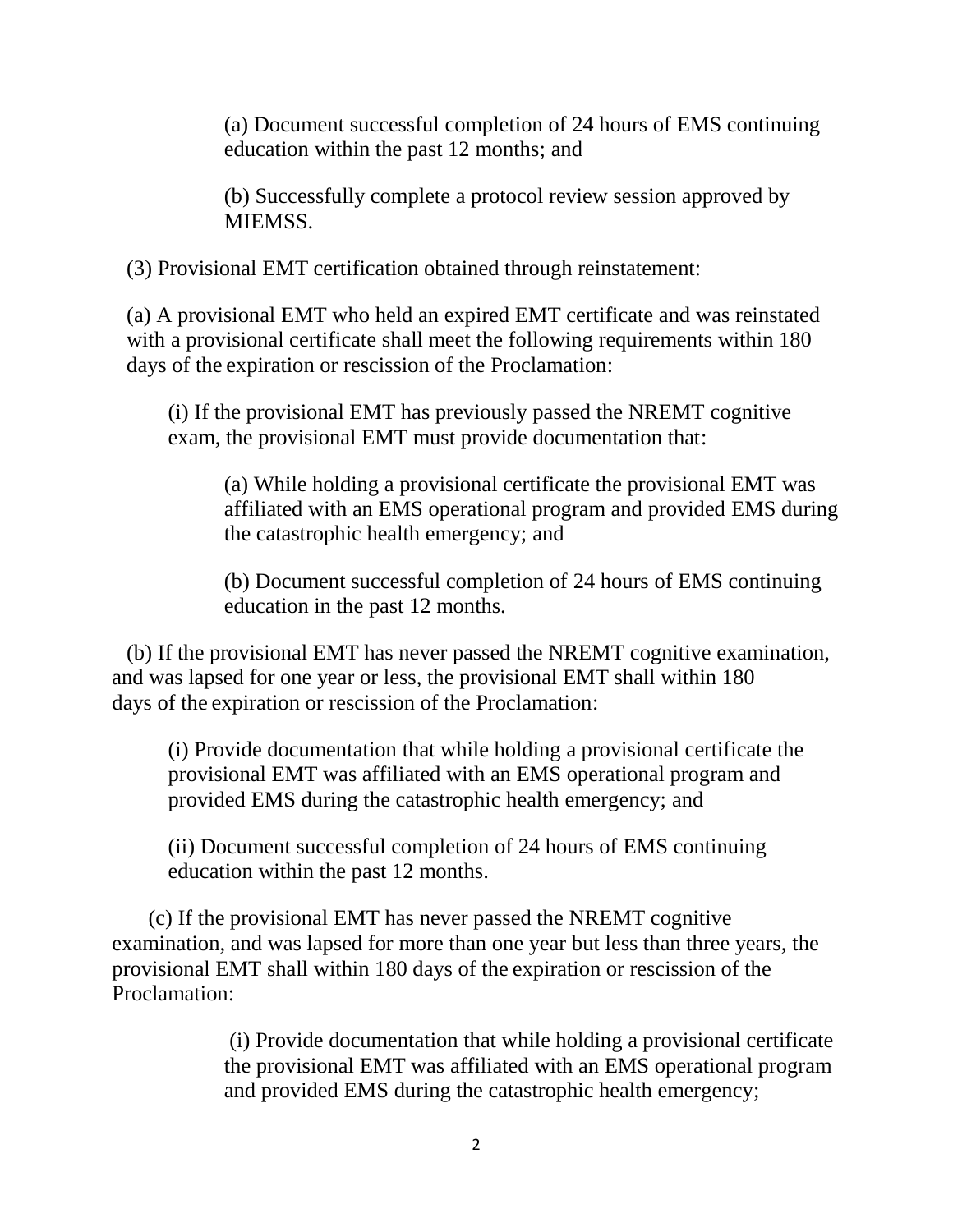(a) Document successful completion of 24 hours of EMS continuing education within the past 12 months; and

(b) Successfully complete a protocol review session approved by MIEMSS.

(3) Provisional EMT certification obtained through reinstatement:

(a) A provisional EMT who held an expired EMT certificate and was reinstated with a provisional certificate shall meet the following requirements within 180 days of the expiration or rescission of the Proclamation:

(i) If the provisional EMT has previously passed the NREMT cognitive exam, the provisional EMT must provide documentation that:

(a) While holding a provisional certificate the provisional EMT was affiliated with an EMS operational program and provided EMS during the catastrophic health emergency; and

(b) Document successful completion of 24 hours of EMS continuing education in the past 12 months.

(b) If the provisional EMT has never passed the NREMT cognitive examination, and was lapsed for one year or less, the provisional EMT shall within 180 days of the expiration or rescission of the Proclamation:

(i) Provide documentation that while holding a provisional certificate the provisional EMT was affiliated with an EMS operational program and provided EMS during the catastrophic health emergency; and

(ii) Document successful completion of 24 hours of EMS continuing education within the past 12 months.

(c) If the provisional EMT has never passed the NREMT cognitive examination, and was lapsed for more than one year but less than three years, the provisional EMT shall within 180 days of the expiration or rescission of the Proclamation:

(i) Provide documentation that while holding a provisional certificate the provisional EMT was affiliated with an EMS operational program and provided EMS during the catastrophic health emergency;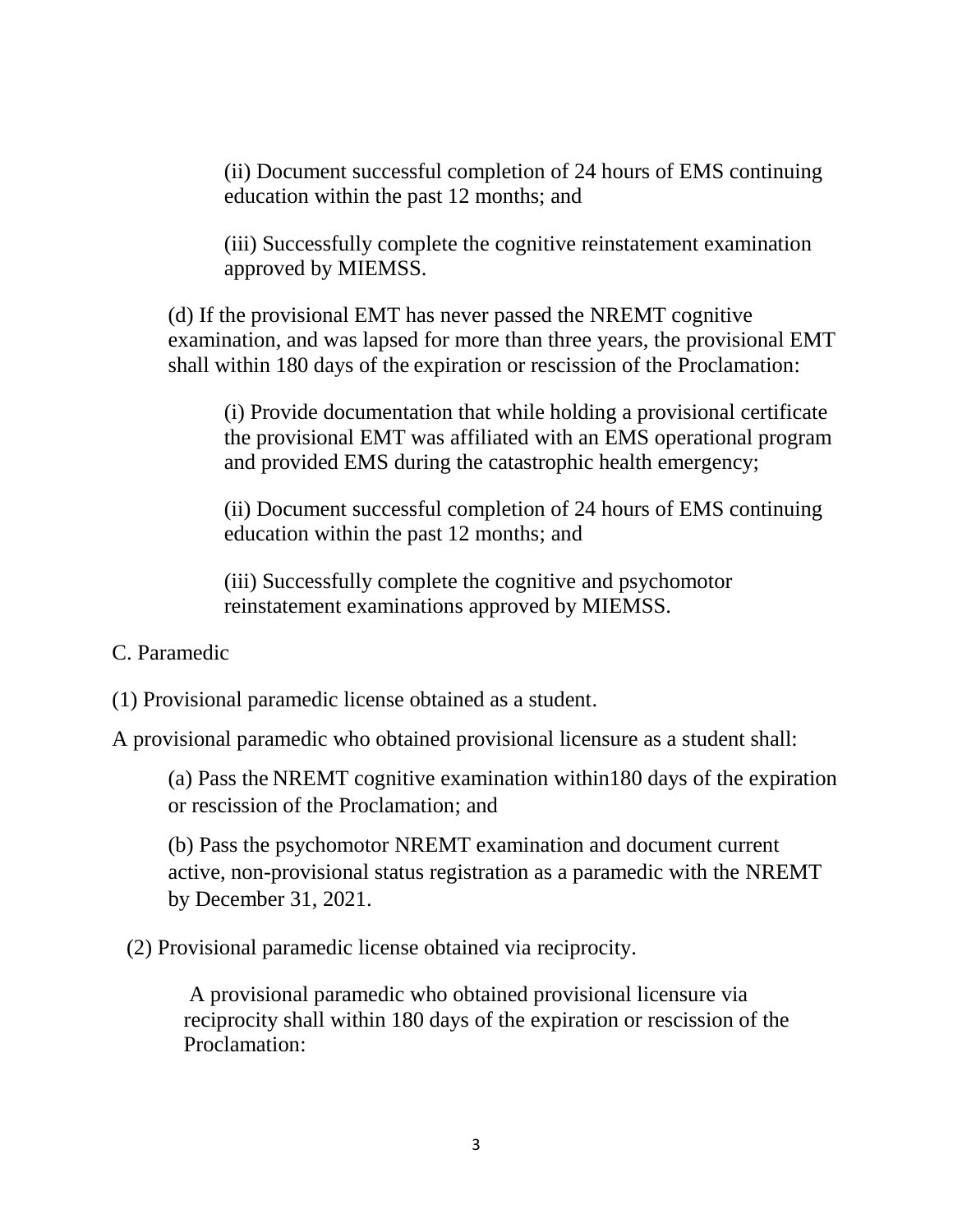(ii) Document successful completion of 24 hours of EMS continuing education within the past 12 months; and

(iii) Successfully complete the cognitive reinstatement examination approved by MIEMSS.

(d) If the provisional EMT has never passed the NREMT cognitive examination, and was lapsed for more than three years, the provisional EMT shall within 180 days of the expiration or rescission of the Proclamation:

(i) Provide documentation that while holding a provisional certificate the provisional EMT was affiliated with an EMS operational program and provided EMS during the catastrophic health emergency;

(ii) Document successful completion of 24 hours of EMS continuing education within the past 12 months; and

(iii) Successfully complete the cognitive and psychomotor reinstatement examinations approved by MIEMSS.

C. Paramedic

(1) Provisional paramedic license obtained as a student.

A provisional paramedic who obtained provisional licensure as a student shall:

(a) Pass the NREMT cognitive examination within180 days of the expiration or rescission of the Proclamation; and

(b) Pass the psychomotor NREMT examination and document current active, non-provisional status registration as a paramedic with the NREMT by December 31, 2021.

(2) Provisional paramedic license obtained via reciprocity.

A provisional paramedic who obtained provisional licensure via reciprocity shall within 180 days of the expiration or rescission of the Proclamation: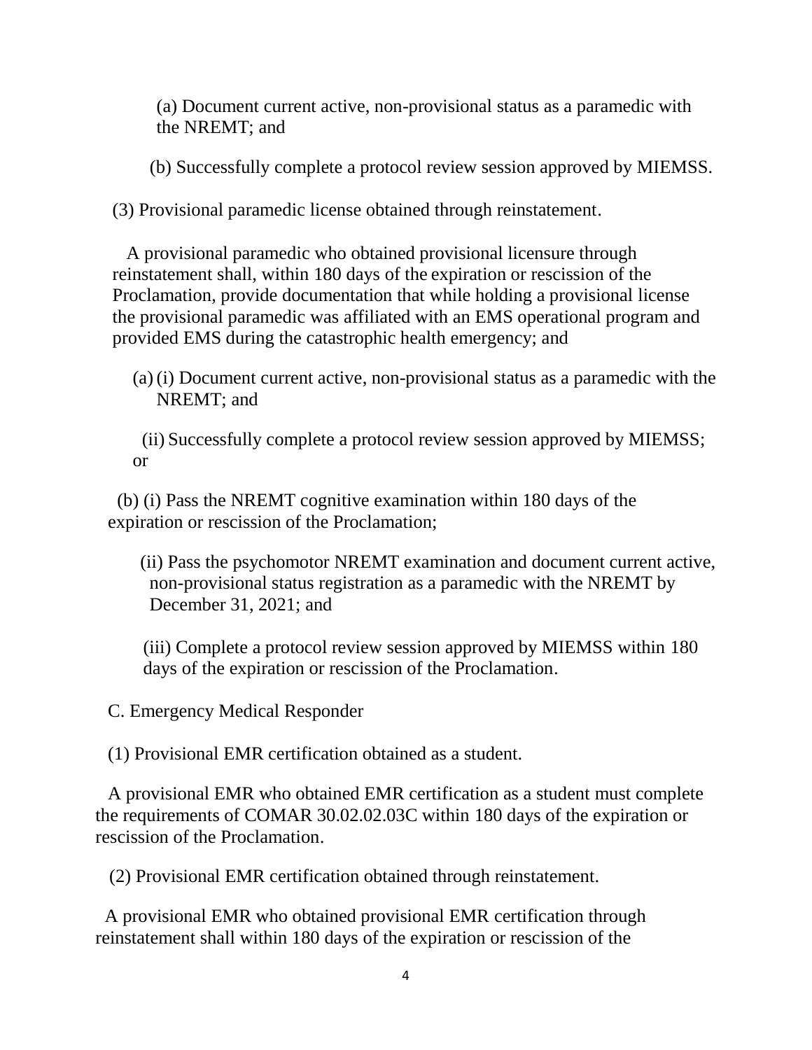(a) Document current active, non-provisional status as a paramedic with the NREMT; and

(b) Successfully complete a protocol review session approved by MIEMSS.

(3) Provisional paramedic license obtained through reinstatement.

A provisional paramedic who obtained provisional licensure through reinstatement shall, within 180 days of the expiration or rescission of the Proclamation, provide documentation that while holding a provisional license the provisional paramedic was affiliated with an EMS operational program and provided EMS during the catastrophic health emergency; and

(a) (i) Document current active, non-provisional status as a paramedic with the NREMT; and

(ii) Successfully complete a protocol review session approved by MIEMSS; or

(b) (i) Pass the NREMT cognitive examination within 180 days of the expiration or rescission of the Proclamation;

(ii) Pass the psychomotor NREMT examination and document current active, non-provisional status registration as a paramedic with the NREMT by December 31, 2021; and

(iii) Complete a protocol review session approved by MIEMSS within 180 days of the expiration or rescission of the Proclamation.

C. Emergency Medical Responder

(1) Provisional EMR certification obtained as a student.

A provisional EMR who obtained EMR certification as a student must complete the requirements of COMAR 30.02.02.03C within 180 days of the expiration or rescission of the Proclamation.

(2) Provisional EMR certification obtained through reinstatement.

A provisional EMR who obtained provisional EMR certification through reinstatement shall within 180 days of the expiration or rescission of the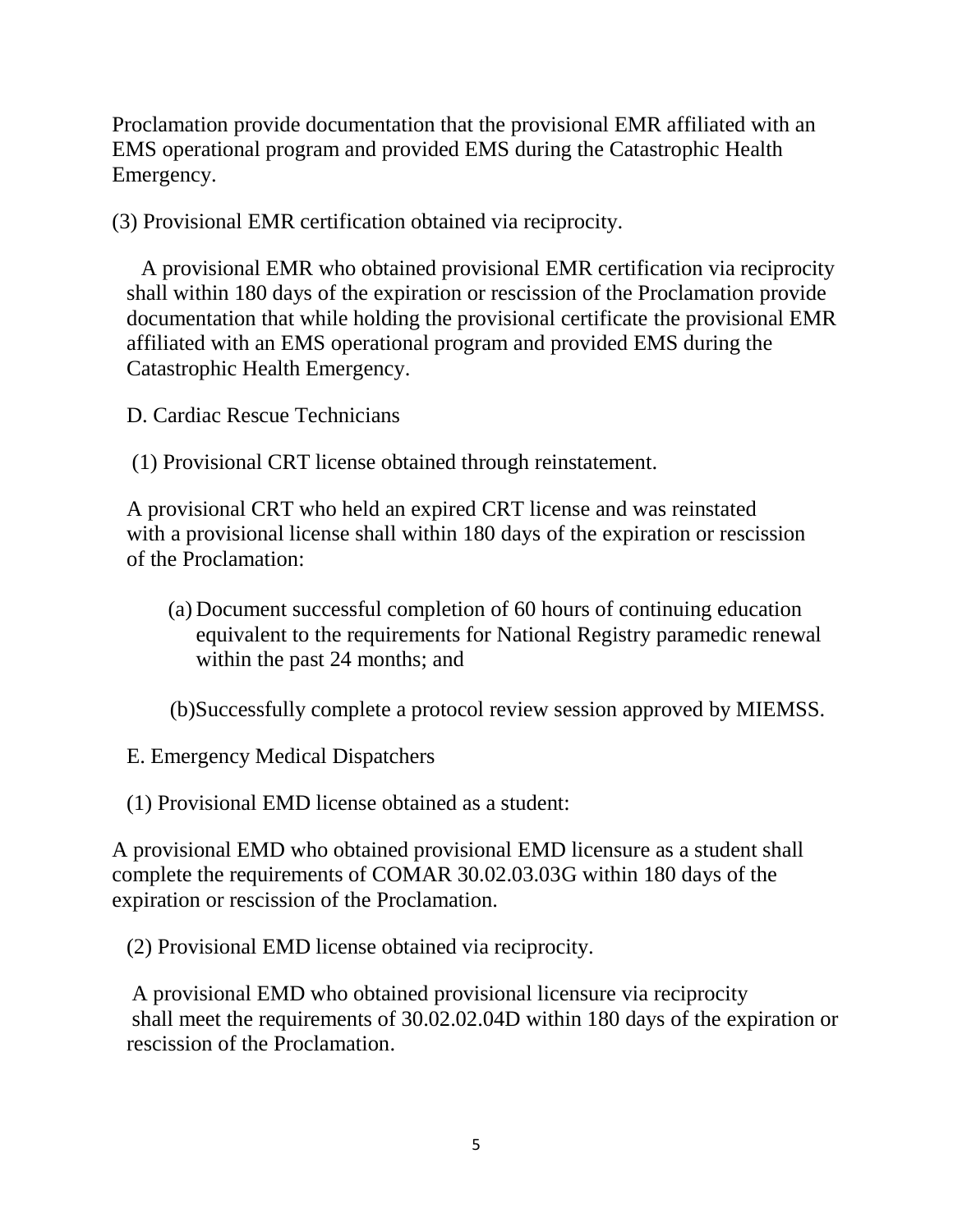Proclamation provide documentation that the provisional EMR affiliated with an EMS operational program and provided EMS during the Catastrophic Health Emergency.

(3) Provisional EMR certification obtained via reciprocity.

A provisional EMR who obtained provisional EMR certification via reciprocity shall within 180 days of the expiration or rescission of the Proclamation provide documentation that while holding the provisional certificate the provisional EMR affiliated with an EMS operational program and provided EMS during the Catastrophic Health Emergency.

D. Cardiac Rescue Technicians

(1) Provisional CRT license obtained through reinstatement.

A provisional CRT who held an expired CRT license and was reinstated with a provisional license shall within 180 days of the expiration or rescission of the Proclamation:

(a) Document successful completion of 60 hours of continuing education equivalent to the requirements for National Registry paramedic renewal within the past 24 months; and

(b)Successfully complete a protocol review session approved by MIEMSS.

E. Emergency Medical Dispatchers

(1) Provisional EMD license obtained as a student:

A provisional EMD who obtained provisional EMD licensure as a student shall complete the requirements of COMAR 30.02.03.03G within 180 days of the expiration or rescission of the Proclamation.

(2) Provisional EMD license obtained via reciprocity.

A provisional EMD who obtained provisional licensure via reciprocity shall meet the requirements of 30.02.02.04D within 180 days of the expiration or rescission of the Proclamation.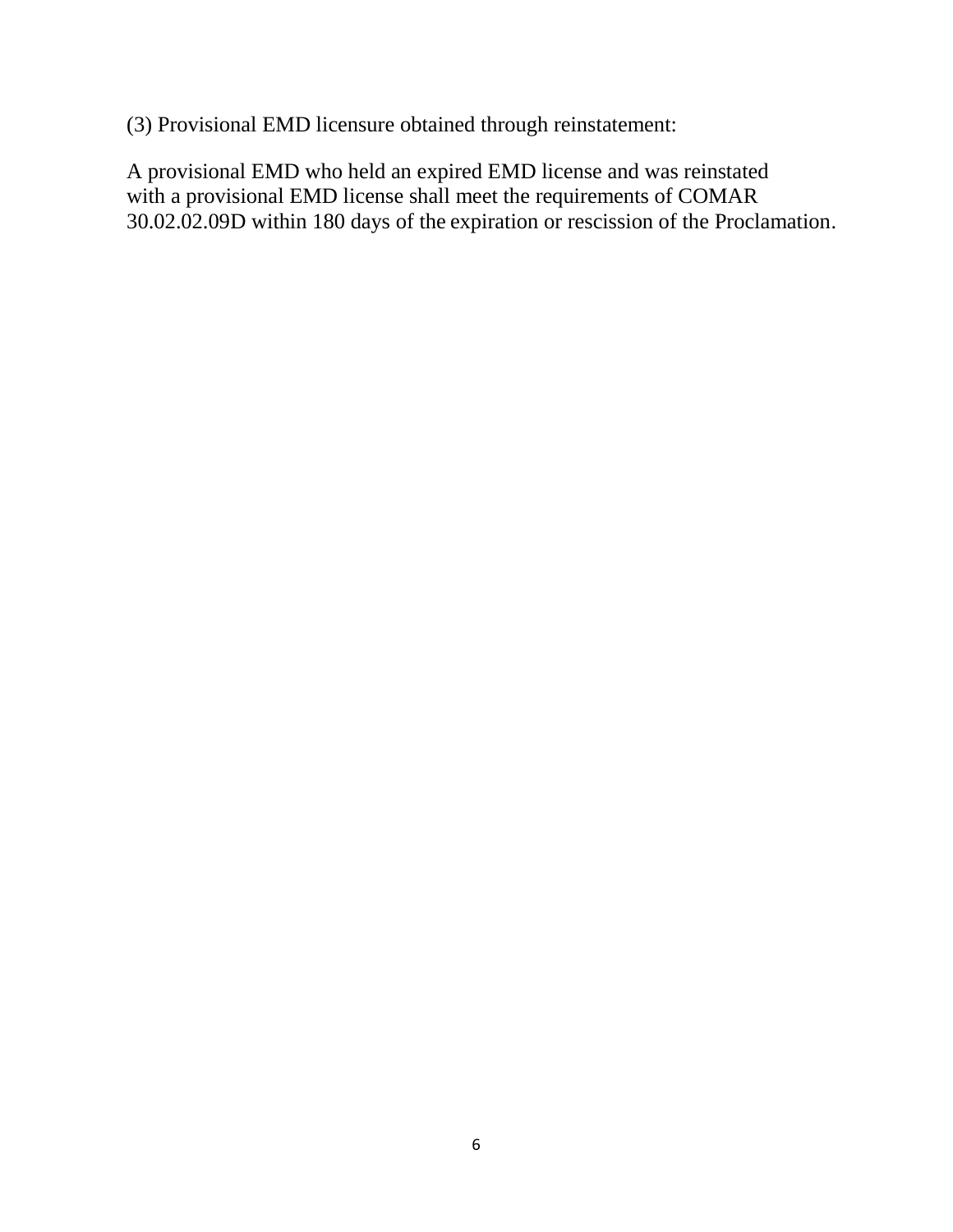(3) Provisional EMD licensure obtained through reinstatement:

A provisional EMD who held an expired EMD license and was reinstated with a provisional EMD license shall meet the requirements of COMAR 30.02.02.09D within 180 days of the expiration or rescission of the Proclamation.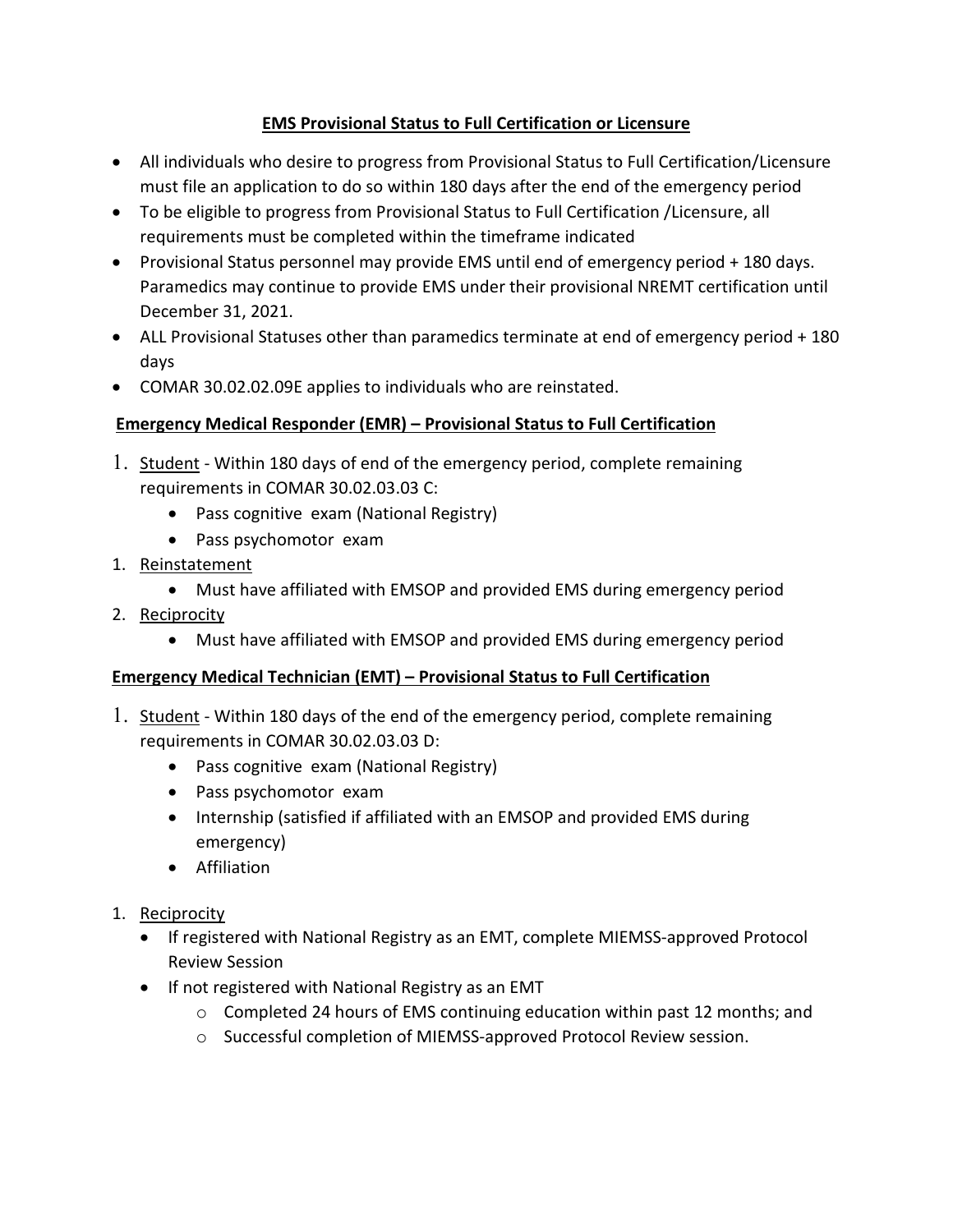**EMS Provisional Status to Full Certification or Licensure**

- All individuals who desire to progress from Provisional Status to Full Certification/Licensure must file an application to do so within 180 days after the end of the emergency period
- To be eligible to progress from Provisional Status to Full Certification /Licensure, all requirements must be completed within the timeframe indicated
- Provisional Status personnel may provide EMS until end of emergency period + 180 days. Paramedics may continue to provide EMS under their provisional NREMT certification until December 31, 2021.
- ALL Provisional Statuses other than paramedics terminate at end of emergency period + 180 days
- COMAR 30.02.02.09E applies to individuals who are reinstated.

**Emergency Medical Responder (EMR) – Provisional Status to Full Certification**

1. Student - Within 180 days of end of the emergency period, complete remaining requirements in COMAR 30.02.03.03 C:
   - Pass cognitive exam (National Registry)
   - Pass psychomotor exam
1. Reinstatement
   - Must have affiliated with EMSOP and provided EMS during emergency period
2. Reciprocity
   - Must have affiliated with EMSOP and provided EMS during emergency period

**Emergency Medical Technician (EMT) – Provisional Status to Full Certification**

1. Student - Within 180 days of the end of the emergency period, complete remaining requirements in COMAR 30.02.03.03 D:
   - Pass cognitive exam (National Registry)
   - Pass psychomotor exam
   - Internship (satisfied if affiliated with an EMSOP and provided EMS during emergency)
   - Affiliation

1. Reciprocity
   - If registered with National Registry as an EMT, complete MIEMSS-approved Protocol Review Session
   - If not registered with National Registry as an EMT
     - Completed 24 hours of EMS continuing education within past 12 months; and
     - Successful completion of MIEMSS-approved Protocol Review session.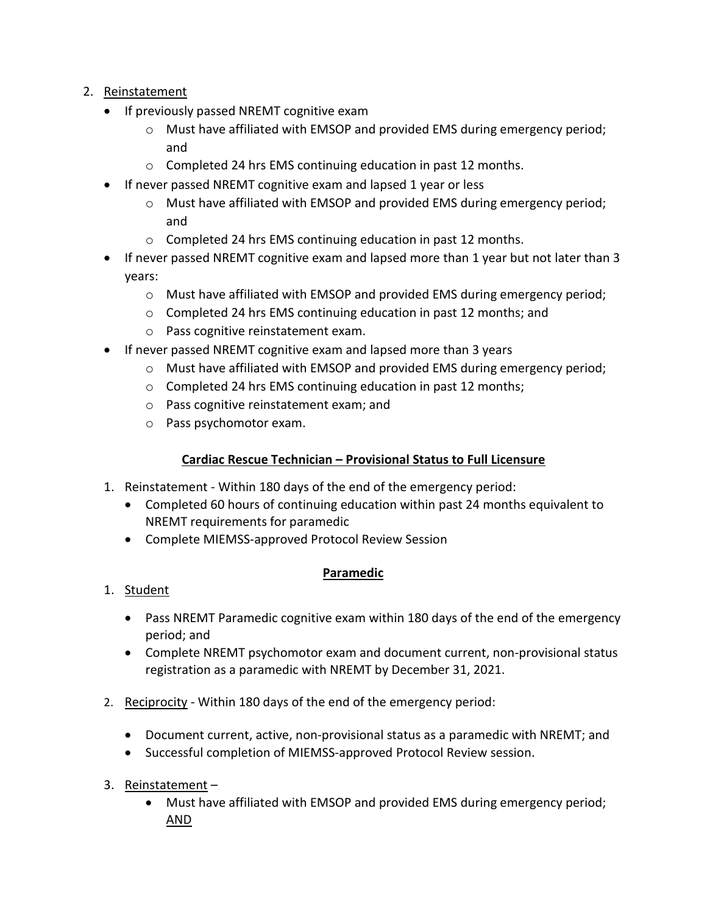2. Reinstatement
   - If previously passed NREMT cognitive exam
     - Must have affiliated with EMSOP and provided EMS during emergency period; and
     - Completed 24 hrs EMS continuing education in past 12 months.
   - If never passed NREMT cognitive exam and lapsed 1 year or less
     - Must have affiliated with EMSOP and provided EMS during emergency period; and
     - Completed 24 hrs EMS continuing education in past 12 months.
   - If never passed NREMT cognitive exam and lapsed more than 1 year but not later than 3 years:
     - Must have affiliated with EMSOP and provided EMS during emergency period;
     - Completed 24 hrs EMS continuing education in past 12 months; and
     - Pass cognitive reinstatement exam.
   - If never passed NREMT cognitive exam and lapsed more than 3 years
     - Must have affiliated with EMSOP and provided EMS during emergency period;
     - Completed 24 hrs EMS continuing education in past 12 months;
     - Pass cognitive reinstatement exam; and
     - Pass psychomotor exam.

**Cardiac Rescue Technician – Provisional Status to Full Licensure**

1. Reinstatement - Within 180 days of the end of the emergency period:
   - Completed 60 hours of continuing education within past 24 months equivalent to NREMT requirements for paramedic
   - Complete MIEMSS-approved Protocol Review Session

**Paramedic**

1. Student
   - Pass NREMT Paramedic cognitive exam within 180 days of the end of the emergency period; and
   - Complete NREMT psychomotor exam and document current, non-provisional status registration as a paramedic with NREMT by December 31, 2021.

2. Reciprocity - Within 180 days of the end of the emergency period:
   - Document current, active, non-provisional status as a paramedic with NREMT; and
   - Successful completion of MIEMSS-approved Protocol Review session.

3. Reinstatement –
   - Must have affiliated with EMSOP and provided EMS during emergency period; AND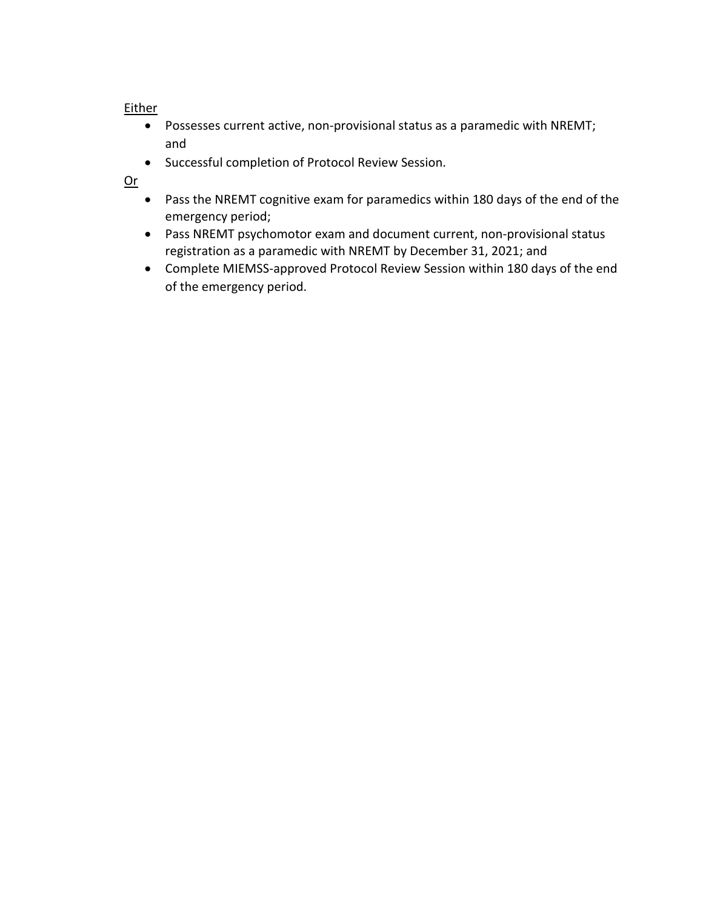<u>Either</u>

- Possesses current active, non-provisional status as a paramedic with NREMT; and
- Successful completion of Protocol Review Session.

<u>Or</u>

- Pass the NREMT cognitive exam for paramedics within 180 days of the end of the emergency period;
- Pass NREMT psychomotor exam and document current, non-provisional status registration as a paramedic with NREMT by December 31, 2021; and
- Complete MIEMSS-approved Protocol Review Session within 180 days of the end of the emergency period.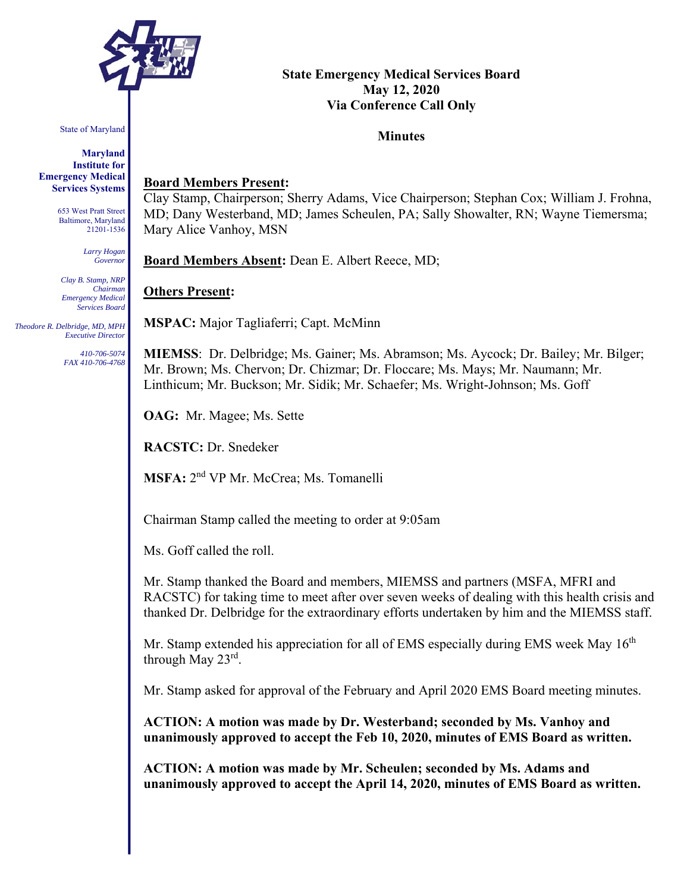State of Maryland

**Maryland Institute for Emergency Medical Services Systems**

653 West Pratt Street
Baltimore, Maryland 21201-1536

*Larry Hogan*
*Governor*

*Clay B. Stamp, NRP*
*Chairman*
*Emergency Medical Services Board*

*Theodore R. Delbridge, MD, MPH*
*Executive Director*

*410-706-5074*
*FAX 410-706-4768*

**State Emergency Medical Services Board**
**May 12, 2020**
**Via Conference Call Only**

**Minutes**

**Board Members Present:**
Clay Stamp, Chairperson; Sherry Adams, Vice Chairperson; Stephan Cox; William J. Frohna, MD; Dany Westerband, MD; James Scheulen, PA; Sally Showalter, RN; Wayne Tiemersma; Mary Alice Vanhoy, MSN

**Board Members Absent:** Dean E. Albert Reece, MD;

**Others Present:**

**MSPAC:** Major Tagliaferri; Capt. McMinn

**MIEMSS**: Dr. Delbridge; Ms. Gainer; Ms. Abramson; Ms. Aycock; Dr. Bailey; Mr. Bilger; Mr. Brown; Ms. Chervon; Dr. Chizmar; Dr. Floccare; Ms. Mays; Mr. Naumann; Mr. Linthicum; Mr. Buckson; Mr. Sidik; Mr. Schaefer; Ms. Wright-Johnson; Ms. Goff

**OAG:** Mr. Magee; Ms. Sette

**RACSTC:** Dr. Snedeker

**MSFA:** 2nd VP Mr. McCrea; Ms. Tomanelli

Chairman Stamp called the meeting to order at 9:05am

Ms. Goff called the roll.

Mr. Stamp thanked the Board and members, MIEMSS and partners (MSFA, MFRI and RACSTC) for taking time to meet after over seven weeks of dealing with this health crisis and thanked Dr. Delbridge for the extraordinary efforts undertaken by him and the MIEMSS staff.

Mr. Stamp extended his appreciation for all of EMS especially during EMS week May 16th through May 23rd.

Mr. Stamp asked for approval of the February and April 2020 EMS Board meeting minutes.

**ACTION: A motion was made by Dr. Westerband; seconded by Ms. Vanhoy and unanimously approved to accept the Feb 10, 2020, minutes of EMS Board as written.**

**ACTION: A motion was made by Mr. Scheulen; seconded by Ms. Adams and unanimously approved to accept the April 14, 2020, minutes of EMS Board as written.**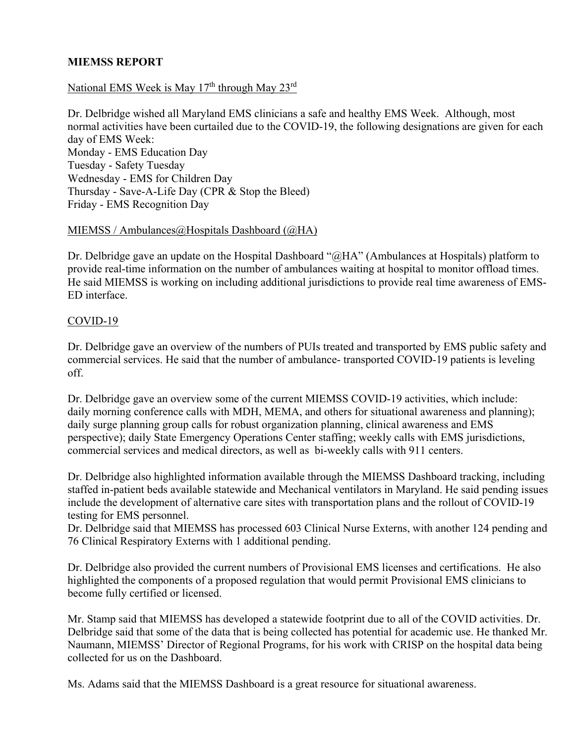**MIEMSS REPORT**

National EMS Week is May 17th through May 23rd

Dr. Delbridge wished all Maryland EMS clinicians a safe and healthy EMS Week. Although, most normal activities have been curtailed due to the COVID-19, the following designations are given for each day of EMS Week:
Monday - EMS Education Day
Tuesday - Safety Tuesday
Wednesday - EMS for Children Day
Thursday - Save-A-Life Day (CPR & Stop the Bleed)
Friday - EMS Recognition Day

MIEMSS / Ambulances@Hospitals Dashboard (@HA)

Dr. Delbridge gave an update on the Hospital Dashboard "@HA" (Ambulances at Hospitals) platform to provide real-time information on the number of ambulances waiting at hospital to monitor offload times. He said MIEMSS is working on including additional jurisdictions to provide real time awareness of EMS-ED interface.

COVID-19

Dr. Delbridge gave an overview of the numbers of PUIs treated and transported by EMS public safety and commercial services. He said that the number of ambulance- transported COVID-19 patients is leveling off.

Dr. Delbridge gave an overview some of the current MIEMSS COVID-19 activities, which include: daily morning conference calls with MDH, MEMA, and others for situational awareness and planning); daily surge planning group calls for robust organization planning, clinical awareness and EMS perspective); daily State Emergency Operations Center staffing; weekly calls with EMS jurisdictions, commercial services and medical directors, as well as bi-weekly calls with 911 centers.

Dr. Delbridge also highlighted information available through the MIEMSS Dashboard tracking, including staffed in-patient beds available statewide and Mechanical ventilators in Maryland. He said pending issues include the development of alternative care sites with transportation plans and the rollout of COVID-19 testing for EMS personnel.
Dr. Delbridge said that MIEMSS has processed 603 Clinical Nurse Externs, with another 124 pending and 76 Clinical Respiratory Externs with 1 additional pending.

Dr. Delbridge also provided the current numbers of Provisional EMS licenses and certifications. He also highlighted the components of a proposed regulation that would permit Provisional EMS clinicians to become fully certified or licensed.

Mr. Stamp said that MIEMSS has developed a statewide footprint due to all of the COVID activities. Dr. Delbridge said that some of the data that is being collected has potential for academic use. He thanked Mr. Naumann, MIEMSS' Director of Regional Programs, for his work with CRISP on the hospital data being collected for us on the Dashboard.

Ms. Adams said that the MIEMSS Dashboard is a great resource for situational awareness.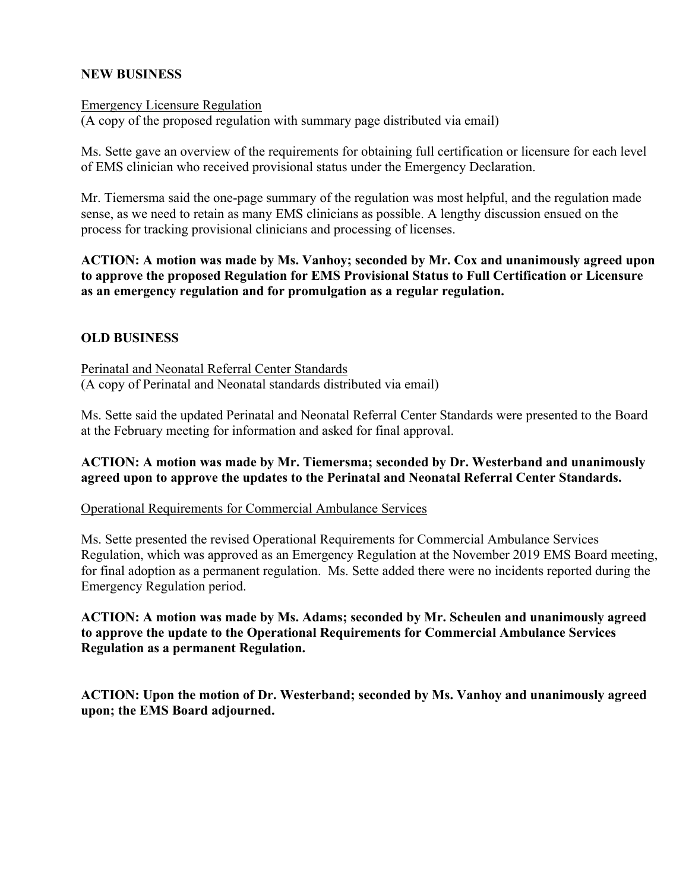**NEW BUSINESS**

Emergency Licensure Regulation
(A copy of the proposed regulation with summary page distributed via email)

Ms. Sette gave an overview of the requirements for obtaining full certification or licensure for each level of EMS clinician who received provisional status under the Emergency Declaration.

Mr. Tiemersma said the one-page summary of the regulation was most helpful, and the regulation made sense, as we need to retain as many EMS clinicians as possible. A lengthy discussion ensued on the process for tracking provisional clinicians and processing of licenses.

**ACTION: A motion was made by Ms. Vanhoy; seconded by Mr. Cox and unanimously agreed upon to approve the proposed Regulation for EMS Provisional Status to Full Certification or Licensure as an emergency regulation and for promulgation as a regular regulation.**

**OLD BUSINESS**

Perinatal and Neonatal Referral Center Standards
(A copy of Perinatal and Neonatal standards distributed via email)

Ms. Sette said the updated Perinatal and Neonatal Referral Center Standards were presented to the Board at the February meeting for information and asked for final approval.

**ACTION: A motion was made by Mr. Tiemersma; seconded by Dr. Westerband and unanimously agreed upon to approve the updates to the Perinatal and Neonatal Referral Center Standards.**

Operational Requirements for Commercial Ambulance Services

Ms. Sette presented the revised Operational Requirements for Commercial Ambulance Services Regulation, which was approved as an Emergency Regulation at the November 2019 EMS Board meeting, for final adoption as a permanent regulation. Ms. Sette added there were no incidents reported during the Emergency Regulation period.

**ACTION: A motion was made by Ms. Adams; seconded by Mr. Scheulen and unanimously agreed to approve the update to the Operational Requirements for Commercial Ambulance Services Regulation as a permanent Regulation.**

**ACTION: Upon the motion of Dr. Westerband; seconded by Ms. Vanhoy and unanimously agreed upon; the EMS Board adjourned.**